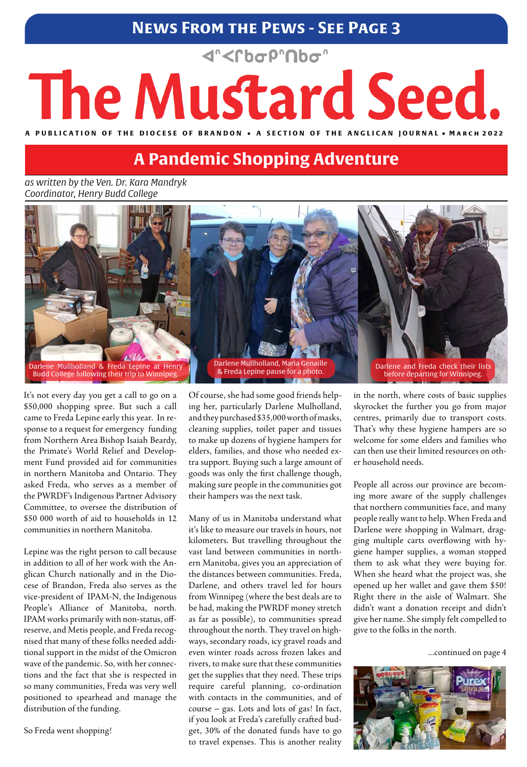**News From the Pews - See Page 3**

ᐊᐦᐸᒋᑲᓂᑭᐦᑎᑲᓂᐦ

# The Mustard Seed.

A PUBLICATION OF THE DIOCESE OF BRANDON • A SECTION OF THE ANGLICAN JOURNAL • MARCH 2022

## A Pandemic Shopping Adventure

*as written by the Ven. Dr. Kara Mandryk*
*Coordinator, Henry Budd College*

Darlene Mullholland & Freda Lepine at Henry Budd College following their trip to Winnipeg.

Darlene Mullholland, Maria Genaille & Freda Lepine pause for a photo.

Darlene and Freda check their lists before departing for Winnipeg.

It's not every day you get a call to go on a $50,000 shopping spree. But such a call came to Freda Lepine early this year. In response to a request for emergency funding from Northern Area Bishop Isaiah Beardy, the Primate's World Relief and Development Fund provided aid for communities in northern Manitoba and Ontario. They asked Freda, who serves as a member of the PWRDF's Indigenous Partner Advisory Committee, to oversee the distribution of $50 000 worth of aid to households in 12 communities in northern Manitoba.

Lepine was the right person to call because in addition to all of her work with the Anglican Church nationally and in the Diocese of Brandon, Freda also serves as the vice-president of IPAM-N, the Indigenous People's Alliance of Manitoba, north. IPAM works primarily with non-status, off-reserve, and Metis people, and Freda recognised that many of these folks needed additional support in the midst of the Omicron wave of the pandemic. So, with her connections and the fact that she is respected in so many communities, Freda was very well positioned to spearhead and manage the distribution of the funding.

So Freda went shopping!

Of course, she had some good friends helping her, particularly Darlene Mulholland, and they purchased $35,000 worth of masks, cleaning supplies, toilet paper and tissues to make up dozens of hygiene hampers for elders, families, and those who needed extra support. Buying such a large amount of goods was only the first challenge though, making sure people in the communities got their hampers was the next task.

Many of us in Manitoba understand what it's like to measure our travels in hours, not kilometers. But travelling throughout the vast land between communities in northern Manitoba, gives you an appreciation of the distances between communities. Freda, Darlene, and others travel led for hours from Winnipeg (where the best deals are to be had, making the PWRDF money stretch as far as possible), to communities spread throughout the north. They travel on highways, secondary roads, icy gravel roads and even winter roads across frozen lakes and rivers, to make sure that these communities get the supplies that they need. These trips require careful planning, co-ordination with contacts in the communities, and of course – gas. Lots and lots of gas! In fact, if you look at Freda's carefully crafted budget, 30% of the donated funds have to go to travel expenses. This is another reality in the north, where costs of basic supplies skyrocket the further you go from major centres, primarily due to transport costs. That's why these hygiene hampers are so welcome for some elders and families who can then use their limited resources on other household needs.

People all across our province are becoming more aware of the supply challenges that northern communities face, and many people really want to help. When Freda and Darlene were shopping in Walmart, dragging multiple carts overflowing with hygiene hamper supplies, a woman stopped them to ask what they were buying for. When she heard what the project was, she opened up her wallet and gave them $50! Right there in the aisle of Walmart. She didn't want a donation receipt and didn't give her name. She simply felt compelled to give to the folks in the north.

...continued on page 4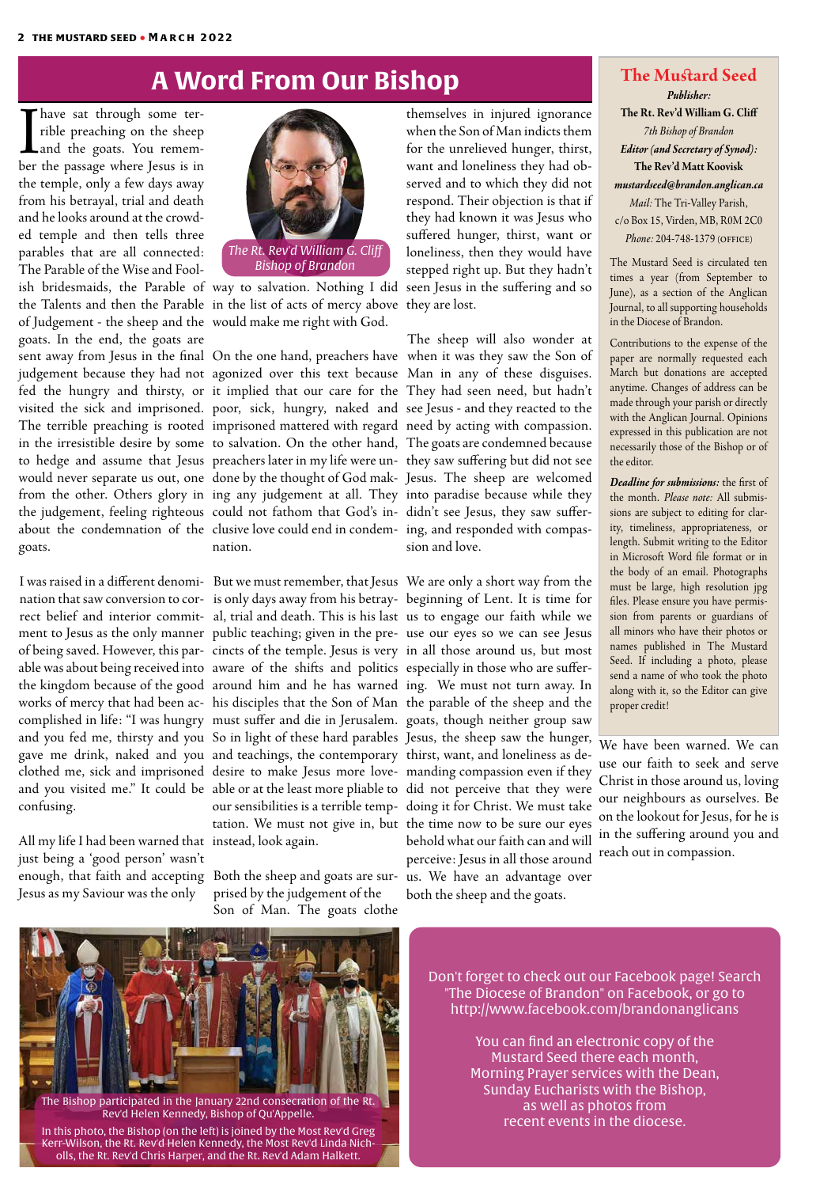# A Word From Our Bishop

The Rt. Rev'd William G. Cliff
Bishop of Brandon

I have sat through some terrible preaching on the sheep and the goats. You remember the passage where Jesus is in the temple, only a few days away from his betrayal, trial and death and he looks around at the crowded temple and then tells three parables that are all connected: The Parable of the Wise and Foolish bridesmaids, the Parable of the Talents and then the Parable of Judgement - the sheep and the goats. In the end, the goats are sent away from Jesus in the final judgement because they had not fed the hungry and thirsty, or visited the sick and imprisoned. The terrible preaching is rooted in the irresistible desire by some to hedge and assume that Jesus would never separate us out, one from the other. Others glory in the judgement, feeling righteous about the condemnation of the goats.

I was raised in a different denomination that saw conversion to correct belief and interior commitment to Jesus as the only manner of being saved. However, this parable was about being received into the kingdom because of the good works of mercy that had been accomplished in life: "I was hungry and you fed me, thirsty and you gave me drink, naked and you clothed me, sick and imprisoned and you visited me." It could be confusing.

All my life I had been warned that just being a 'good person' wasn't enough, that faith and accepting Jesus as my Saviour was the only way to salvation. Nothing I did in the list of acts of mercy above would make me right with God.

On the one hand, preachers have agonized over this text because it implied that our care for the poor, sick, hungry, naked and imprisoned mattered with regard to salvation. On the other hand, preachers later in my life were undone by the thought of God making any judgement at all. They could not fathom that God's inclusive love could end in condemnation.

But we must remember, that Jesus is only days away from his betrayal, trial and death. This is his last public teaching; given in the precincts of the temple. Jesus is very aware of the shifts and politics around him and he has warned his disciples that the Son of Man must suffer and die in Jerusalem. So in light of these hard parables and teachings, the contemporary desire to make Jesus more loveable or at the least more pliable to our sensibilities is a terrible temptation. We must not give in, but instead, look again.

Both the sheep and goats are surprised by the judgement of the Son of Man. The goats clothe themselves in injured ignorance when the Son of Man indicts them for the unrelieved hunger, thirst, want and loneliness they had observed and to which they did not respond. Their objection is that if they had known it was Jesus who suffered hunger, thirst, want or loneliness, then they would have stepped right up. But they hadn't seen Jesus in the suffering and so they are lost.

The sheep will also wonder at when it was they saw the Son of Man in any of these disguises. They had seen need, but hadn't see Jesus - and they reacted to the need by acting with compassion. The goats are condemned because they saw suffering but did not see Jesus. The sheep are welcomed into paradise because while they didn't see Jesus, they saw suffering, and responded with compassion and love.

We are only a short way from the beginning of Lent. It is time for us to engage our faith while we use our eyes so we can see Jesus in all those around us, but most especially in those who are suffering. We must not turn away. In the parable of the sheep and the goats, though neither group saw Jesus, the sheep saw the hunger, thirst, want, and loneliness as demanding compassion even if they did not perceive that they were doing it for Christ. We must take the time now to be sure our eyes behold what our faith can and will perceive: Jesus in all those around us. We have an advantage over both the sheep and the goats.

We have been warned. We can use our faith to seek and serve Christ in those around us, loving our neighbours as ourselves. Be on the lookout for Jesus, for he is in the suffering around you and reach out in compassion.

## The Mustard Seed

***Publisher:***
**The Rt. Rev'd William G. Cliff**
*7th Bishop of Brandon*
***Editor (and Secretary of Synod):***
**The Rev'd Matt Koovisk**
***mustardseed@brandon.anglican.ca***
*Mail:* The Tri-Valley Parish, c/o Box 15, Virden, MB, R0M 2C0
*Phone:* 204-748-1379 (OFFICE)

The Mustard Seed is circulated ten times a year (from September to June), as a section of the Anglican Journal, to all supporting households in the Diocese of Brandon.

Contributions to the expense of the paper are normally requested each March but donations are accepted anytime. Changes of address can be made through your parish or directly with the Anglican Journal. Opinions expressed in this publication are not necessarily those of the Bishop or of the editor.

***Deadline for submissions:*** the first of the month. *Please note:* All submissions are subject to editing for clarity, timeliness, appropriateness, or length. Submit writing to the Editor in Microsoft Word file format or in the body of an email. Photographs must be large, high resolution jpg files. Please ensure you have permission from parents or guardians of all minors who have their photos or names published in The Mustard Seed. If including a photo, please send a name of who took the photo along with it, so the Editor can give proper credit!

The Bishop participated in the January 22nd consecration of the Rt. Rev'd Helen Kennedy, Bishop of Qu'Appelle.

In this photo, the Bishop (on the left) is joined by the Most Rev'd Greg Kerr-Wilson, the Rt. Rev'd Helen Kennedy, the Most Rev'd Linda Nicholls, the Rt. Rev'd Chris Harper, and the Rt. Rev'd Adam Halkett.

Don't forget to check out our Facebook page! Search "The Diocese of Brandon" on Facebook, or go to http://www.facebook.com/brandonanglicans

You can find an electronic copy of the Mustard Seed there each month, Morning Prayer services with the Dean, Sunday Eucharists with the Bishop, as well as photos from recent events in the diocese.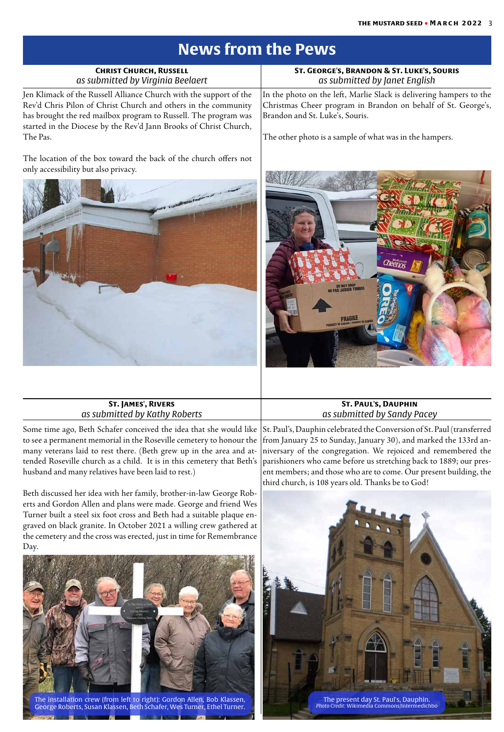# News from the Pews

## Christ Church, Russell

*as submitted by Virginia Beelaert*

Jen Klimack of the Russell Alliance Church with the support of the Rev'd Chris Pilon of Christ Church and others in the community has brought the red mailbox program to Russell. The program was started in the Diocese by the Rev'd Jann Brooks of Christ Church, The Pas.

The location of the box toward the back of the church offers not only accessibility but also privacy.

## St. George's, Brandon & St. Luke's, Souris

*as submitted by Janet English*

In the photo on the left, Marlie Slack is delivering hampers to the Christmas Cheer program in Brandon on behalf of St. George's, Brandon and St. Luke's, Souris.

The other photo is a sample of what was in the hampers.

## St. James', Rivers

*as submitted by Kathy Roberts*

Some time ago, Beth Schafer conceived the idea that she would like to see a permanent memorial in the Roseville cemetery to honour the many veterans laid to rest there. (Beth grew up in the area and attended Roseville church as a child. It is in this cemetery that Beth's husband and many relatives have been laid to rest.)

Beth discussed her idea with her family, brother-in-law George Roberts and Gordon Allen and plans were made. George and friend Wes Turner built a steel six foot cross and Beth had a suitable plaque engraved on black granite. In October 2021 a willing crew gathered at the cemetery and the cross was erected, just in time for Remembrance Day.

The installation crew (from left to right): Gordon Allen, Bob Klassen, George Roberts, Susan Klassen, Beth Schafer, Wes Turner, Ethel Turner.

## St. Paul's, Dauphin

*as submitted by Sandy Pacey*

St. Paul's, Dauphin celebrated the Conversion of St. Paul (transferred from January 25 to Sunday, January 30), and marked the 133rd anniversary of the congregation. We rejoiced and remembered the parishioners who came before us stretching back to 1889; our present members; and those who are to come. Our present building, the third church, is 108 years old. Thanks be to God!

The present day St. Paul's, Dauphin.
*Photo Credit:* Wikimedia Commons/Intermedichbo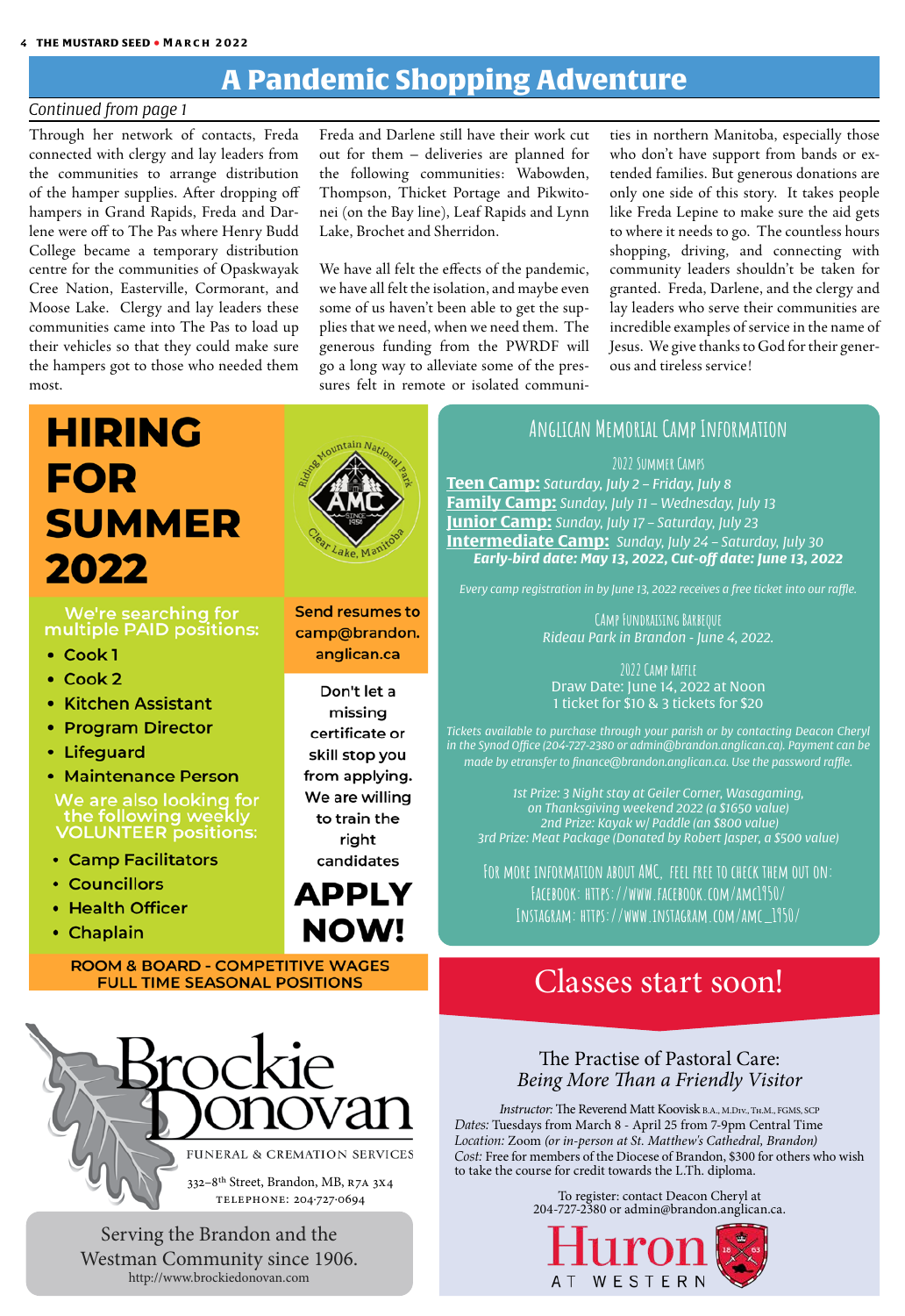# A Pandemic Shopping Adventure

*Continued from page 1*

Through her network of contacts, Freda connected with clergy and lay leaders from the communities to arrange distribution of the hamper supplies. After dropping off hampers in Grand Rapids, Freda and Darlene were off to The Pas where Henry Budd College became a temporary distribution centre for the communities of Opaskwayak Cree Nation, Easterville, Cormorant, and Moose Lake. Clergy and lay leaders these communities came into The Pas to load up their vehicles so that they could make sure the hampers got to those who needed them most.

Freda and Darlene still have their work cut out for them – deliveries are planned for the following communities: Wabowden, Thompson, Thicket Portage and Pikwitonei (on the Bay line), Leaf Rapids and Lynn Lake, Brochet and Sherridon.

We have all felt the effects of the pandemic, we have all felt the isolation, and maybe even some of us haven't been able to get the supplies that we need, when we need them. The generous funding from the PWRDF will go a long way to alleviate some of the pressures felt in remote or isolated communities in northern Manitoba, especially those who don't have support from bands or extended families. But generous donations are only one side of this story. It takes people like Freda Lepine to make sure the aid gets to where it needs to go. The countless hours shopping, driving, and connecting with community leaders shouldn't be taken for granted. Freda, Darlene, and the clergy and lay leaders who serve their communities are incredible examples of service in the name of Jesus. We give thanks to God for their generous and tireless service!

---

# HIRING FOR SUMMER 2022

AMC — Riding Mountain National Park — Since 1950 — Clear Lake, Manitoba

**We're searching for multiple PAID positions:**

- Cook 1
- Cook 2
- Kitchen Assistant
- Program Director
- Lifeguard
- Maintenance Person

**We are also looking for the following weekly VOLUNTEER positions:**

- Camp Facilitators
- Councillors
- Health Officer
- Chaplain

**Send resumes to camp@brandon.anglican.ca**

Don't let a missing certificate or skill stop you from applying. We are willing to train the right candidates

**APPLY NOW!**

**ROOM & BOARD - COMPETITIVE WAGES**
**FULL TIME SEASONAL POSITIONS**

---

## Anglican Memorial Camp Information

2022 Summer Camps

**Teen Camp:** *Saturday, July 2 – Friday, July 8*
**Family Camp:** *Sunday, July 11 – Wednesday, July 13*
**Junior Camp:** *Sunday, July 17 – Saturday, July 23*
**Intermediate Camp:** *Sunday, July 24 – Saturday, July 30*
***Early-bird date: May 13, 2022, Cut-off date: June 13, 2022***

*Every camp registration in by June 13, 2022 receives a free ticket into our raffle.*

Camp Fundraising Barbeque
*Rideau Park in Brandon - June 4, 2022.*

2022 Camp Raffle
Draw Date: June 14, 2022 at Noon
1 ticket for $10 & 3 tickets for $20

*Tickets available to purchase through your parish or by contacting Deacon Cheryl in the Synod Office (204-727-2380 or admin@brandon.anglican.ca). Payment can be made by etransfer to finance@brandon.anglican.ca. Use the password raffle.*

*1st Prize: 3 Night stay at Geiler Corner, Wasagaming, on Thanksgiving weekend 2022 (a $1650 value)*
*2nd Prize: Kayak w/ Paddle (an $800 value)*
*3rd Prize: Meat Package (Donated by Robert Jasper, a $500 value)*

For more information about AMC, feel free to check them out on:
Facebook: https://www.facebook.com/amc1950/
Instagram: https://www.instagram.com/amc_1950/

---

Brockie Donovan
FUNERAL & CREMATION SERVICES
332–8th Street, Brandon, MB, R7A 3X4
TELEPHONE: 204·727·0694

Serving the Brandon and the Westman Community since 1906.
http://www.brockiedonovan.com

---

# Classes start soon!

## The Practise of Pastoral Care: *Being More Than a Friendly Visitor*

*Instructor:* The Reverend Matt Koovisk B.A., M.Div., Th.M., FGMS, SCP
*Dates:* Tuesdays from March 8 - April 25 from 7-9pm Central Time
*Location:* Zoom *(or in-person at St. Matthew's Cathedral, Brandon)*
*Cost:* Free for members of the Diocese of Brandon, $300 for others who wish to take the course for credit towards the L.Th. diploma.

To register: contact Deacon Cheryl at 204-727-2380 or admin@brandon.anglican.ca.

Huron AT WESTERN